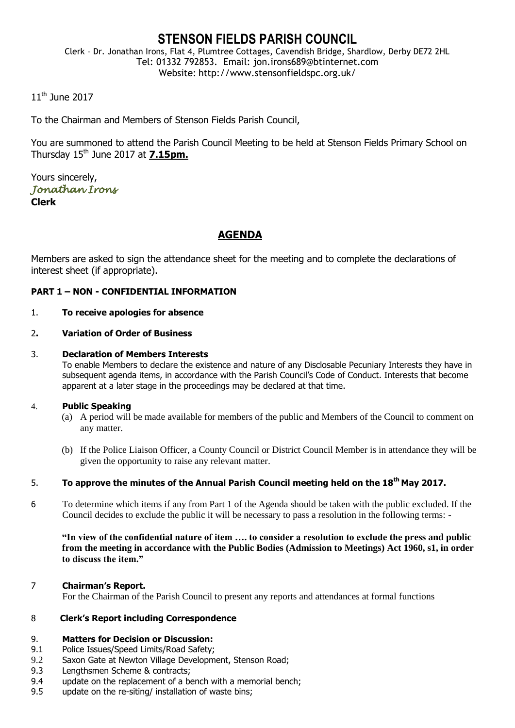# STENSON FIELDS PARISH COUNCIL

Clerk – Dr. Jonathan Irons, Flat 4, Plumtree Cottages, Cavendish Bridge, Shardlow, Derby DE72 2HL
Tel: 01332 792853. Email: jon.irons689@btinternet.com
Website: http://www.stensonfieldspc.org.uk/

11th June 2017

To the Chairman and Members of Stenson Fields Parish Council,

You are summoned to attend the Parish Council Meeting to be held at Stenson Fields Primary School on Thursday 15th June 2017 at **7.15pm.**

Yours sincerely,
*Jonathan Irons*
**Clerk**

## AGENDA

Members are asked to sign the attendance sheet for the meeting and to complete the declarations of interest sheet (if appropriate).

**PART 1 – NON - CONFIDENTIAL INFORMATION**

1. **To receive apologies for absence**

2. **Variation of Order of Business**

3. **Declaration of Members Interests**
   To enable Members to declare the existence and nature of any Disclosable Pecuniary Interests they have in subsequent agenda items, in accordance with the Parish Council's Code of Conduct. Interests that become apparent at a later stage in the proceedings may be declared at that time.

4. **Public Speaking**
   (a) A period will be made available for members of the public and Members of the Council to comment on any matter.
   (b) If the Police Liaison Officer, a County Council or District Council Member is in attendance they will be given the opportunity to raise any relevant matter.

5. **To approve the minutes of the Annual Parish Council meeting held on the 18th May 2017.**

6. To determine which items if any from Part 1 of the Agenda should be taken with the public excluded. If the Council decides to exclude the public it will be necessary to pass a resolution in the following terms: -

   **"In view of the confidential nature of item …. to consider a resolution to exclude the press and public from the meeting in accordance with the Public Bodies (Admission to Meetings) Act 1960, s1, in order to discuss the item."**

7. **Chairman's Report.**
   For the Chairman of the Parish Council to present any reports and attendances at formal functions

8. **Clerk's Report including Correspondence**

9. **Matters for Decision or Discussion:**
   - 9.1 Police Issues/Speed Limits/Road Safety;
   - 9.2 Saxon Gate at Newton Village Development, Stenson Road;
   - 9.3 Lengthsmen Scheme & contracts;
   - 9.4 update on the replacement of a bench with a memorial bench;
   - 9.5 update on the re-siting/ installation of waste bins;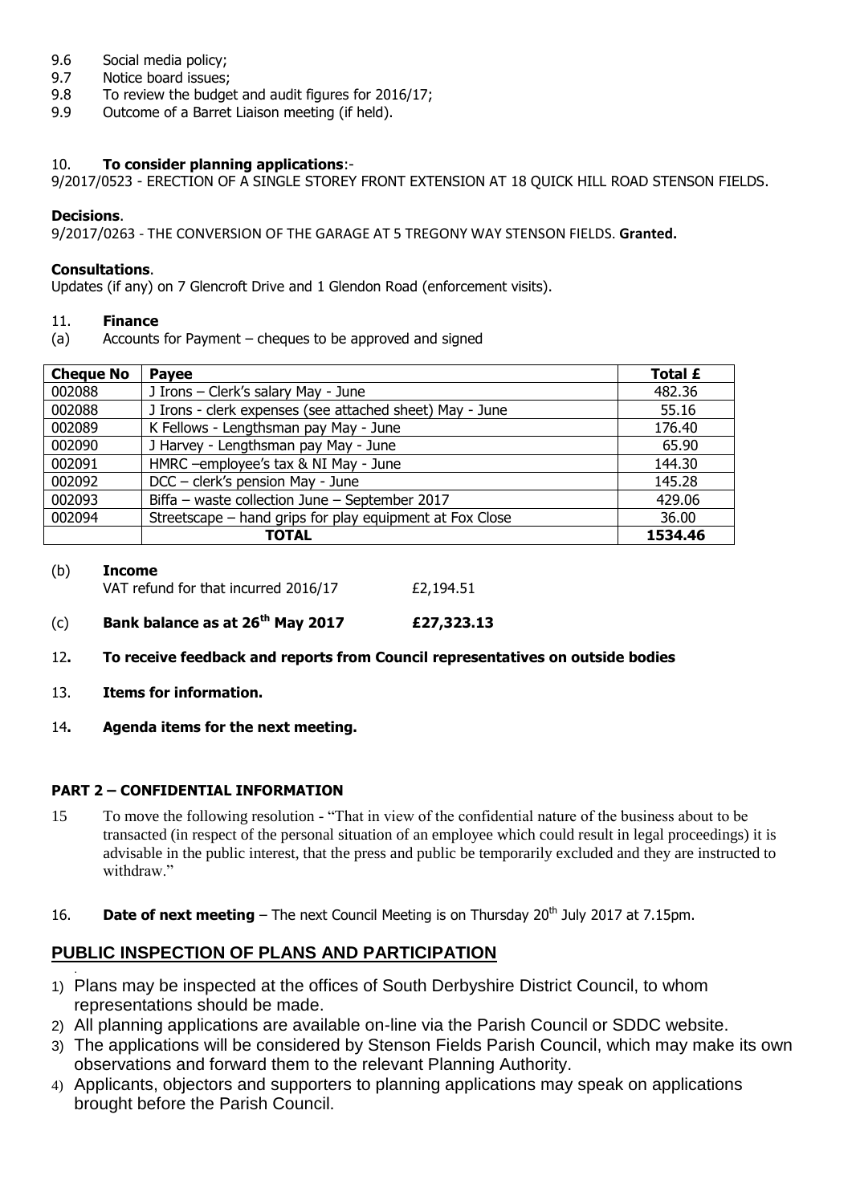9.6 Social media policy;
9.7 Notice board issues;
9.8 To review the budget and audit figures for 2016/17;
9.9 Outcome of a Barret Liaison meeting (if held).

10. **To consider planning applications**:-

9/2017/0523 - ERECTION OF A SINGLE STOREY FRONT EXTENSION AT 18 QUICK HILL ROAD STENSON FIELDS.

**Decisions**.

9/2017/0263 - THE CONVERSION OF THE GARAGE AT 5 TREGONY WAY STENSON FIELDS. **Granted.**

**Consultations**.

Updates (if any) on 7 Glencroft Drive and 1 Glendon Road (enforcement visits).

11. **Finance**

(a) Accounts for Payment – cheques to be approved and signed

| Cheque No | Payee | Total £ |
|---|---|---|
| 002088 | J Irons – Clerk's salary May - June | 482.36 |
| 002088 | J Irons - clerk expenses (see attached sheet) May - June | 55.16 |
| 002089 | K Fellows - Lengthsman pay May - June | 176.40 |
| 002090 | J Harvey - Lengthsman pay May - June | 65.90 |
| 002091 | HMRC –employee's tax & NI May - June | 144.30 |
| 002092 | DCC – clerk's pension May - June | 145.28 |
| 002093 | Biffa – waste collection June – September 2017 | 429.06 |
| 002094 | Streetscape – hand grips for play equipment at Fox Close | 36.00 |
| | **TOTAL** | **1534.46** |

(b) **Income**

VAT refund for that incurred 2016/17 £2,194.51

(c) **Bank balance as at 26th May 2017 £27,323.13**

12**. To receive feedback and reports from Council representatives on outside bodies**

13. **Items for information.**

14**. Agenda items for the next meeting.**

**PART 2 – CONFIDENTIAL INFORMATION**

15 To move the following resolution - "That in view of the confidential nature of the business about to be transacted (in respect of the personal situation of an employee which could result in legal proceedings) it is advisable in the public interest, that the press and public be temporarily excluded and they are instructed to withdraw."

16. **Date of next meeting** – The next Council Meeting is on Thursday 20th July 2017 at 7.15pm.

## PUBLIC INSPECTION OF PLANS AND PARTICIPATION

1) Plans may be inspected at the offices of South Derbyshire District Council, to whom representations should be made.
2) All planning applications are available on-line via the Parish Council or SDDC website.
3) The applications will be considered by Stenson Fields Parish Council, which may make its own observations and forward them to the relevant Planning Authority.
4) Applicants, objectors and supporters to planning applications may speak on applications brought before the Parish Council.